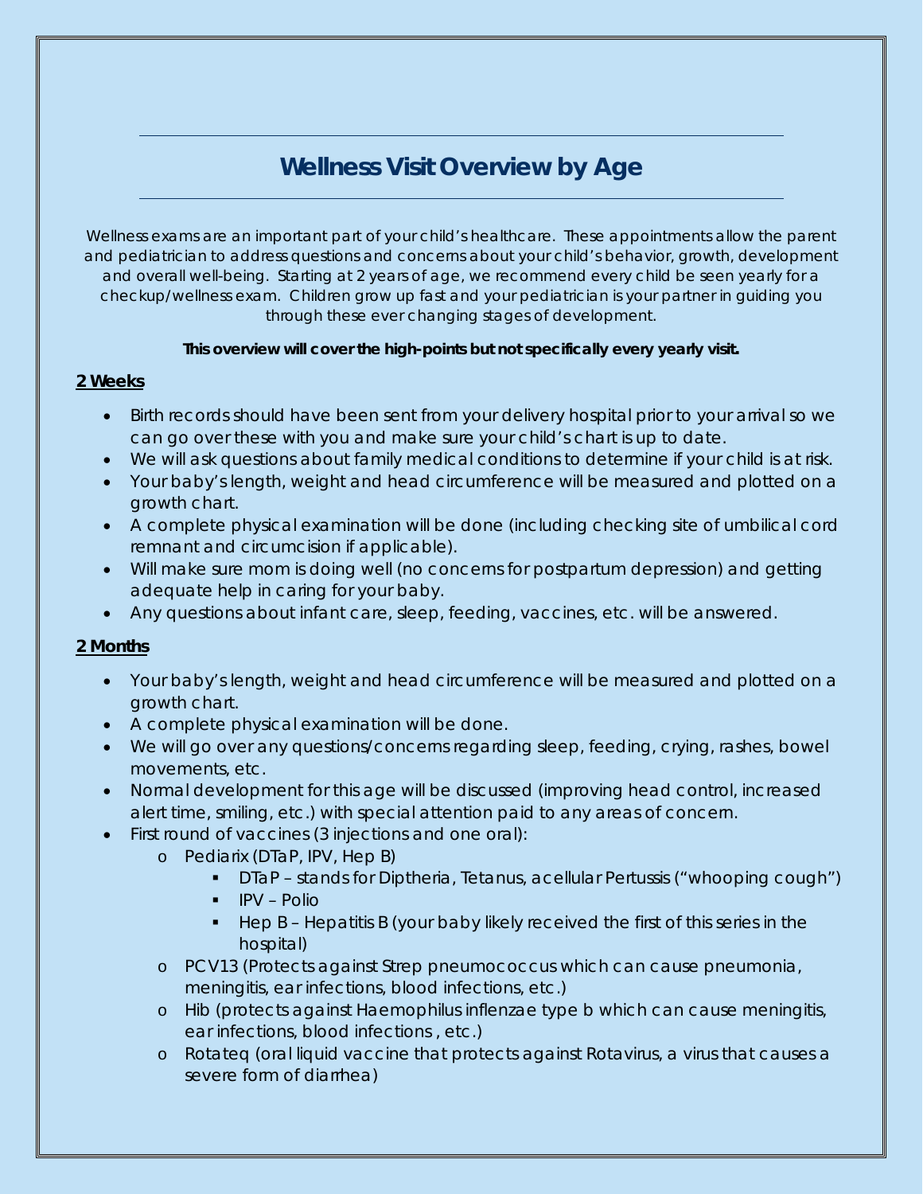# Wellness Visit Overview by Age

Wellness exams are an important part of your child's healthcare. These appointments allow the parent and pediatrician to address questions and concerns about your child's behavior, growth, development and overall well-being. Starting at 2 years of age, we recommend every child be seen yearly for a checkup/wellness exam. Children grow up fast and your pediatrician is your partner in guiding you through these ever changing stages of development.

**This overview will cover the high-points but not specifically every yearly visit.**

## 2 Weeks

- Birth records should have been sent from your delivery hospital prior to your arrival so we can go over these with you and make sure your child's chart is up to date.
- We will ask questions about family medical conditions to determine if your child is at risk.
- Your baby's length, weight and head circumference will be measured and plotted on a growth chart.
- A complete physical examination will be done (including checking site of umbilical cord remnant and circumcision if applicable).
- Will make sure mom is doing well (no concerns for postpartum depression) and getting adequate help in caring for your baby.
- Any questions about infant care, sleep, feeding, vaccines, etc. will be answered.

## 2 Months

- Your baby's length, weight and head circumference will be measured and plotted on a growth chart.
- A complete physical examination will be done.
- We will go over any questions/concerns regarding sleep, feeding, crying, rashes, bowel movements, etc.
- Normal development for this age will be discussed (improving head control, increased alert time, smiling, etc.) with special attention paid to any areas of concern.
- First round of vaccines (3 injections and one oral):
  - Pediarix (DTaP, IPV, Hep B)
    - DTaP – stands for Diptheria, Tetanus, acellular Pertussis ("whooping cough")
    - IPV – Polio
    - Hep B – Hepatitis B (your baby likely received the first of this series in the hospital)
  - PCV13 (Protects against Strep pneumococcus which can cause pneumonia, meningitis, ear infections, blood infections, etc.)
  - Hib (protects against Haemophilus inflenzae type b which can cause meningitis, ear infections, blood infections , etc.)
  - Rotateq (oral liquid vaccine that protects against Rotavirus, a virus that causes a severe form of diarrhea)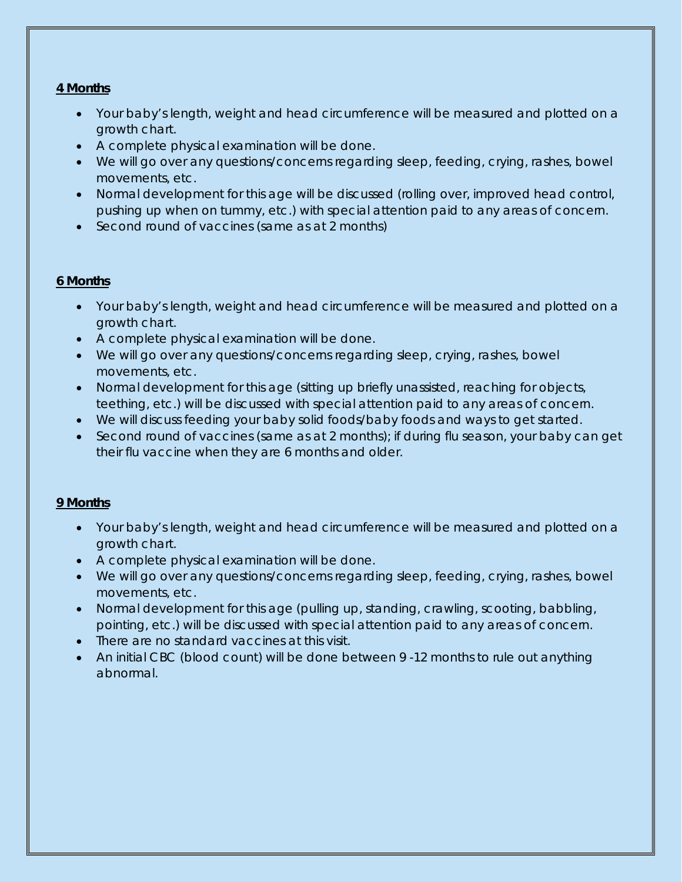**4 Months**

- Your baby's length, weight and head circumference will be measured and plotted on a growth chart.
- A complete physical examination will be done.
- We will go over any questions/concerns regarding sleep, feeding, crying, rashes, bowel movements, etc.
- Normal development for this age will be discussed (rolling over, improved head control, pushing up when on tummy, etc.) with special attention paid to any areas of concern.
- Second round of vaccines (same as at 2 months)

**6 Months**

- Your baby's length, weight and head circumference will be measured and plotted on a growth chart.
- A complete physical examination will be done.
- We will go over any questions/concerns regarding sleep, crying, rashes, bowel movements, etc.
- Normal development for this age (sitting up briefly unassisted, reaching for objects, teething, etc.) will be discussed with special attention paid to any areas of concern.
- We will discuss feeding your baby solid foods/baby foods and ways to get started.
- Second round of vaccines (same as at 2 months); if during flu season, your baby can get their flu vaccine when they are 6 months and older.

**9 Months**

- Your baby's length, weight and head circumference will be measured and plotted on a growth chart.
- A complete physical examination will be done.
- We will go over any questions/concerns regarding sleep, feeding, crying, rashes, bowel movements, etc.
- Normal development for this age (pulling up, standing, crawling, scooting, babbling, pointing, etc.) will be discussed with special attention paid to any areas of concern.
- There are no standard vaccines at this visit.
- An initial CBC (blood count) will be done between 9 -12 months to rule out anything abnormal.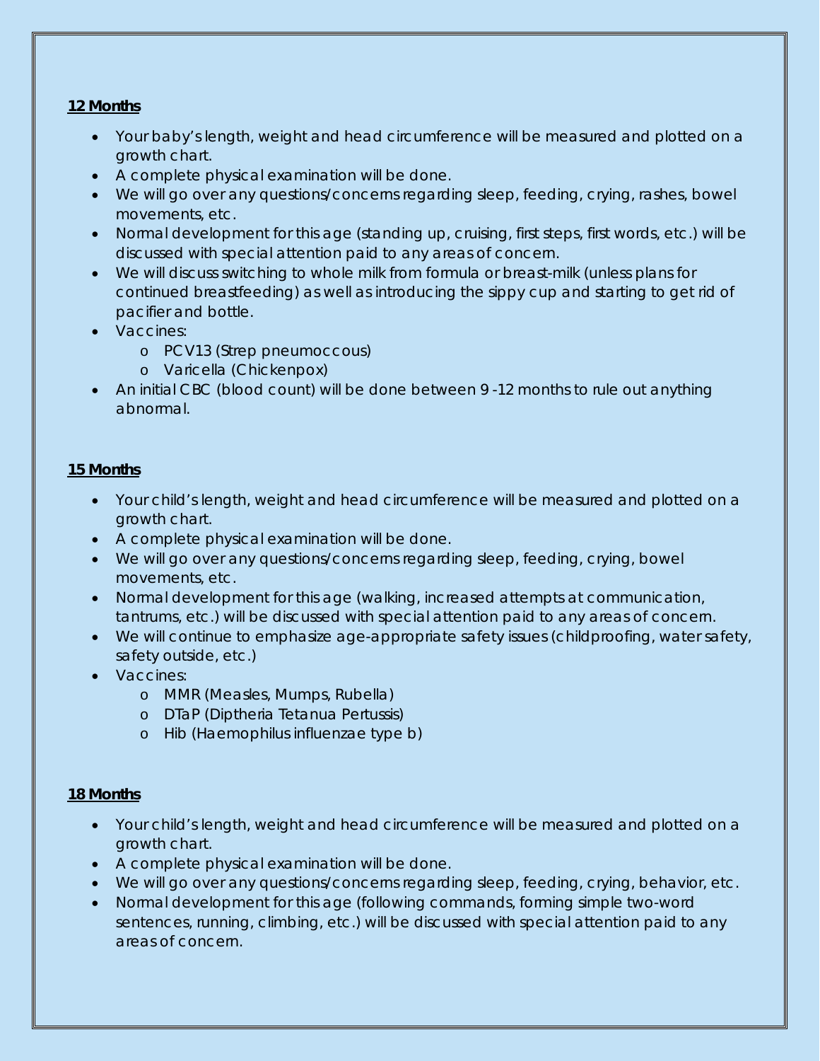**12 Months**

- Your baby's length, weight and head circumference will be measured and plotted on a growth chart.
- A complete physical examination will be done.
- We will go over any questions/concerns regarding sleep, feeding, crying, rashes, bowel movements, etc.
- Normal development for this age (standing up, cruising, first steps, first words, etc.) will be discussed with special attention paid to any areas of concern.
- We will discuss switching to whole milk from formula or breast-milk (unless plans for continued breastfeeding) as well as introducing the sippy cup and starting to get rid of pacifier and bottle.
- Vaccines:
    - PCV13 (Strep pneumoccous)
    - Varicella (Chickenpox)
- An initial CBC (blood count) will be done between 9 -12 months to rule out anything abnormal.

**15 Months**

- Your child's length, weight and head circumference will be measured and plotted on a growth chart.
- A complete physical examination will be done.
- We will go over any questions/concerns regarding sleep, feeding, crying, bowel movements, etc.
- Normal development for this age (walking, increased attempts at communication, tantrums, etc.) will be discussed with special attention paid to any areas of concern.
- We will continue to emphasize age-appropriate safety issues (childproofing, water safety, safety outside, etc.)
- Vaccines:
    - MMR (Measles, Mumps, Rubella)
    - DTaP (Diptheria Tetanua Pertussis)
    - Hib (Haemophilus influenzae type b)

**18 Months**

- Your child's length, weight and head circumference will be measured and plotted on a growth chart.
- A complete physical examination will be done.
- We will go over any questions/concerns regarding sleep, feeding, crying, behavior, etc.
- Normal development for this age (following commands, forming simple two-word sentences, running, climbing, etc.) will be discussed with special attention paid to any areas of concern.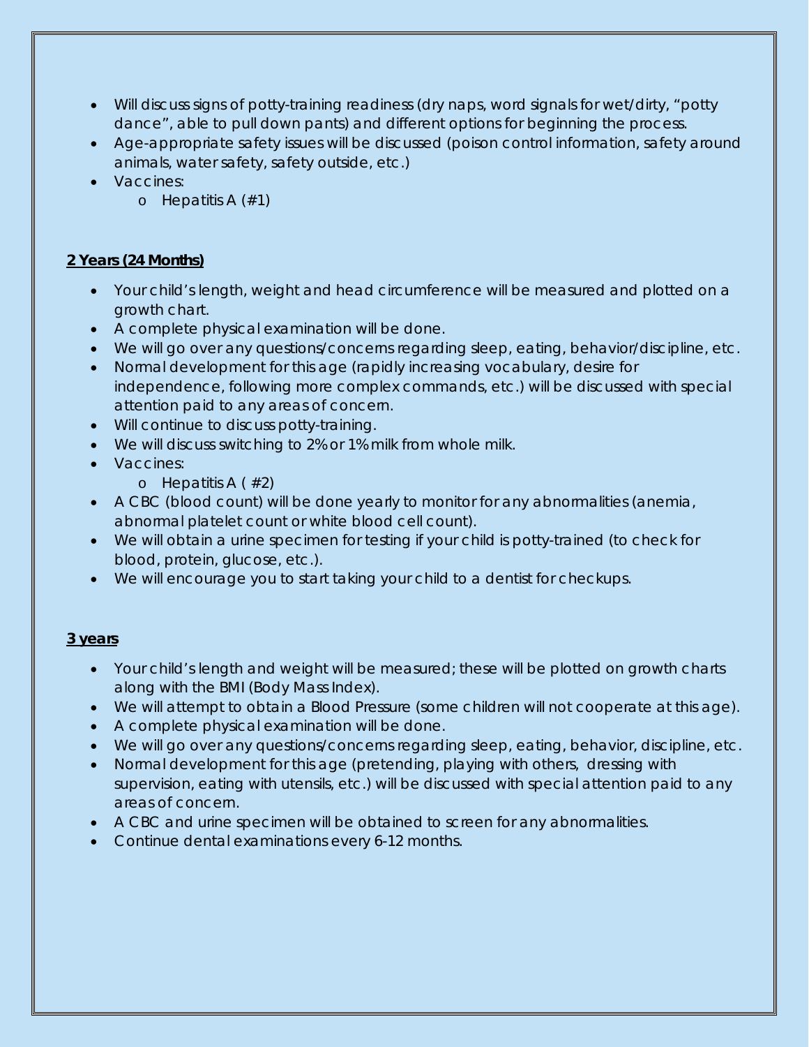- Will discuss signs of potty-training readiness (dry naps, word signals for wet/dirty, "potty dance", able to pull down pants) and different options for beginning the process.
- Age-appropriate safety issues will be discussed (poison control information, safety around animals, water safety, safety outside, etc.)
- Vaccines:
  - Hepatitis A (#1)

**2 Years (24 Months)**

- Your child's length, weight and head circumference will be measured and plotted on a growth chart.
- A complete physical examination will be done.
- We will go over any questions/concerns regarding sleep, eating, behavior/discipline, etc.
- Normal development for this age (rapidly increasing vocabulary, desire for independence, following more complex commands, etc.) will be discussed with special attention paid to any areas of concern.
- Will continue to discuss potty-training.
- We will discuss switching to 2% or 1% milk from whole milk.
- Vaccines:
  - Hepatitis A ( #2)
- A CBC (blood count) will be done yearly to monitor for any abnormalities (anemia, abnormal platelet count or white blood cell count).
- We will obtain a urine specimen for testing if your child is potty-trained (to check for blood, protein, glucose, etc.).
- We will encourage you to start taking your child to a dentist for checkups.

**3 years**

- Your child's length and weight will be measured; these will be plotted on growth charts along with the BMI (Body Mass Index).
- We will attempt to obtain a Blood Pressure (some children will not cooperate at this age).
- A complete physical examination will be done.
- We will go over any questions/concerns regarding sleep, eating, behavior, discipline, etc.
- Normal development for this age (pretending, playing with others, dressing with supervision, eating with utensils, etc.) will be discussed with special attention paid to any areas of concern.
- A CBC and urine specimen will be obtained to screen for any abnormalities.
- Continue dental examinations every 6-12 months.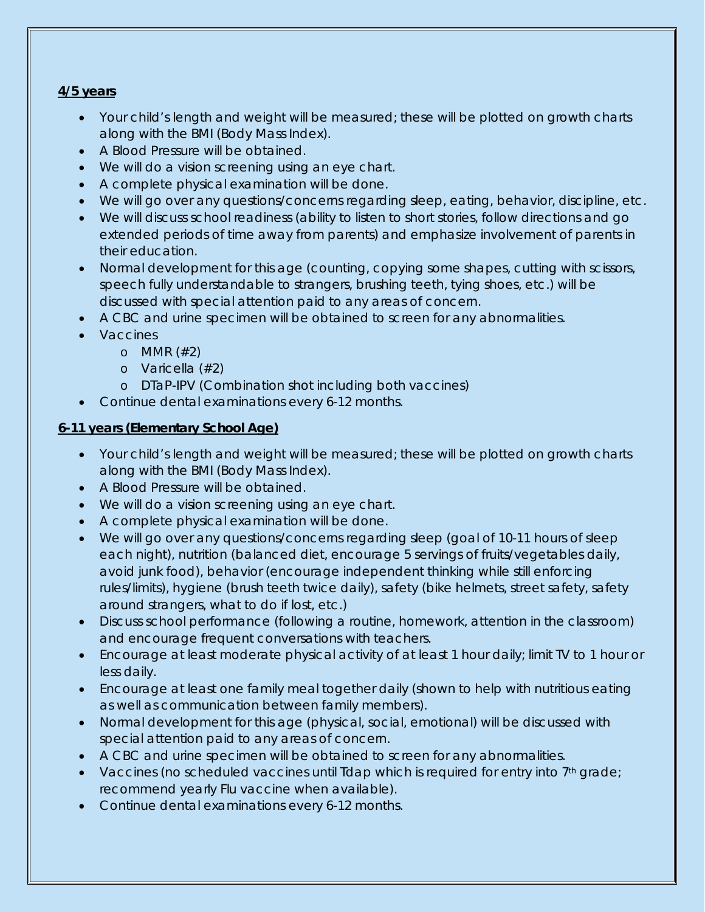**4/5 years**

- Your child's length and weight will be measured; these will be plotted on growth charts along with the BMI (Body Mass Index).
- A Blood Pressure will be obtained.
- We will do a vision screening using an eye chart.
- A complete physical examination will be done.
- We will go over any questions/concerns regarding sleep, eating, behavior, discipline, etc.
- We will discuss school readiness (ability to listen to short stories, follow directions and go extended periods of time away from parents) and emphasize involvement of parents in their education.
- Normal development for this age (counting, copying some shapes, cutting with scissors, speech fully understandable to strangers, brushing teeth, tying shoes, etc.) will be discussed with special attention paid to any areas of concern.
- A CBC and urine specimen will be obtained to screen for any abnormalities.
- Vaccines
  - MMR (#2)
  - Varicella (#2)
  - DTaP-IPV (Combination shot including both vaccines)
- Continue dental examinations every 6-12 months.

**6-11 years (Elementary School Age)**

- Your child's length and weight will be measured; these will be plotted on growth charts along with the BMI (Body Mass Index).
- A Blood Pressure will be obtained.
- We will do a vision screening using an eye chart.
- A complete physical examination will be done.
- We will go over any questions/concerns regarding sleep (goal of 10-11 hours of sleep each night), nutrition (balanced diet, encourage 5 servings of fruits/vegetables daily, avoid junk food), behavior (encourage independent thinking while still enforcing rules/limits), hygiene (brush teeth twice daily), safety (bike helmets, street safety, safety around strangers, what to do if lost, etc.)
- Discuss school performance (following a routine, homework, attention in the classroom) and encourage frequent conversations with teachers.
- Encourage at least moderate physical activity of at least 1 hour daily; limit TV to 1 hour or less daily.
- Encourage at least one family meal together daily (shown to help with nutritious eating as well as communication between family members).
- Normal development for this age (physical, social, emotional) will be discussed with special attention paid to any areas of concern.
- A CBC and urine specimen will be obtained to screen for any abnormalities.
- Vaccines (no scheduled vaccines until Tdap which is required for entry into 7th grade; recommend yearly Flu vaccine when available).
- Continue dental examinations every 6-12 months.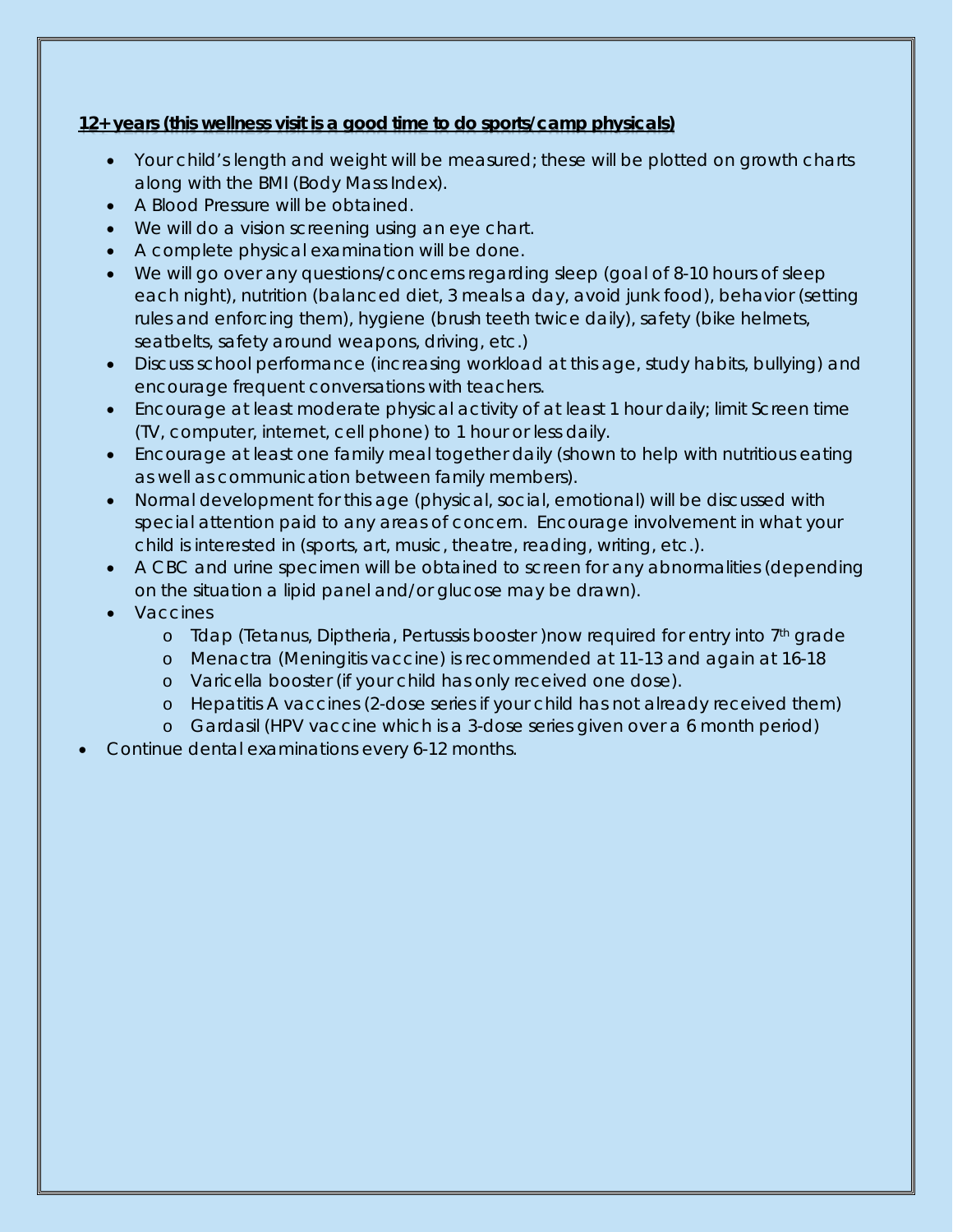**12+ years (this wellness visit is a good time to do sports/camp physicals)**

- Your child's length and weight will be measured; these will be plotted on growth charts along with the BMI (Body Mass Index).
- A Blood Pressure will be obtained.
- We will do a vision screening using an eye chart.
- A complete physical examination will be done.
- We will go over any questions/concerns regarding sleep (goal of 8-10 hours of sleep each night), nutrition (balanced diet, 3 meals a day, avoid junk food), behavior (setting rules and enforcing them), hygiene (brush teeth twice daily), safety (bike helmets, seatbelts, safety around weapons, driving, etc.)
- Discuss school performance (increasing workload at this age, study habits, bullying) and encourage frequent conversations with teachers.
- Encourage at least moderate physical activity of at least 1 hour daily; limit Screen time (TV, computer, internet, cell phone) to 1 hour or less daily.
- Encourage at least one family meal together daily (shown to help with nutritious eating as well as communication between family members).
- Normal development for this age (physical, social, emotional) will be discussed with special attention paid to any areas of concern. Encourage involvement in what your child is interested in (sports, art, music, theatre, reading, writing, etc.).
- A CBC and urine specimen will be obtained to screen for any abnormalities (depending on the situation a lipid panel and/or glucose may be drawn).
- Vaccines
    - Tdap (Tetanus, Diptheria, Pertussis booster )now required for entry into 7th grade
    - Menactra (Meningitis vaccine) is recommended at 11-13 and again at 16-18
    - Varicella booster (if your child has only received one dose).
    - Hepatitis A vaccines (2-dose series if your child has not already received them)
    - Gardasil (HPV vaccine which is a 3-dose series given over a 6 month period)
- Continue dental examinations every 6-12 months.